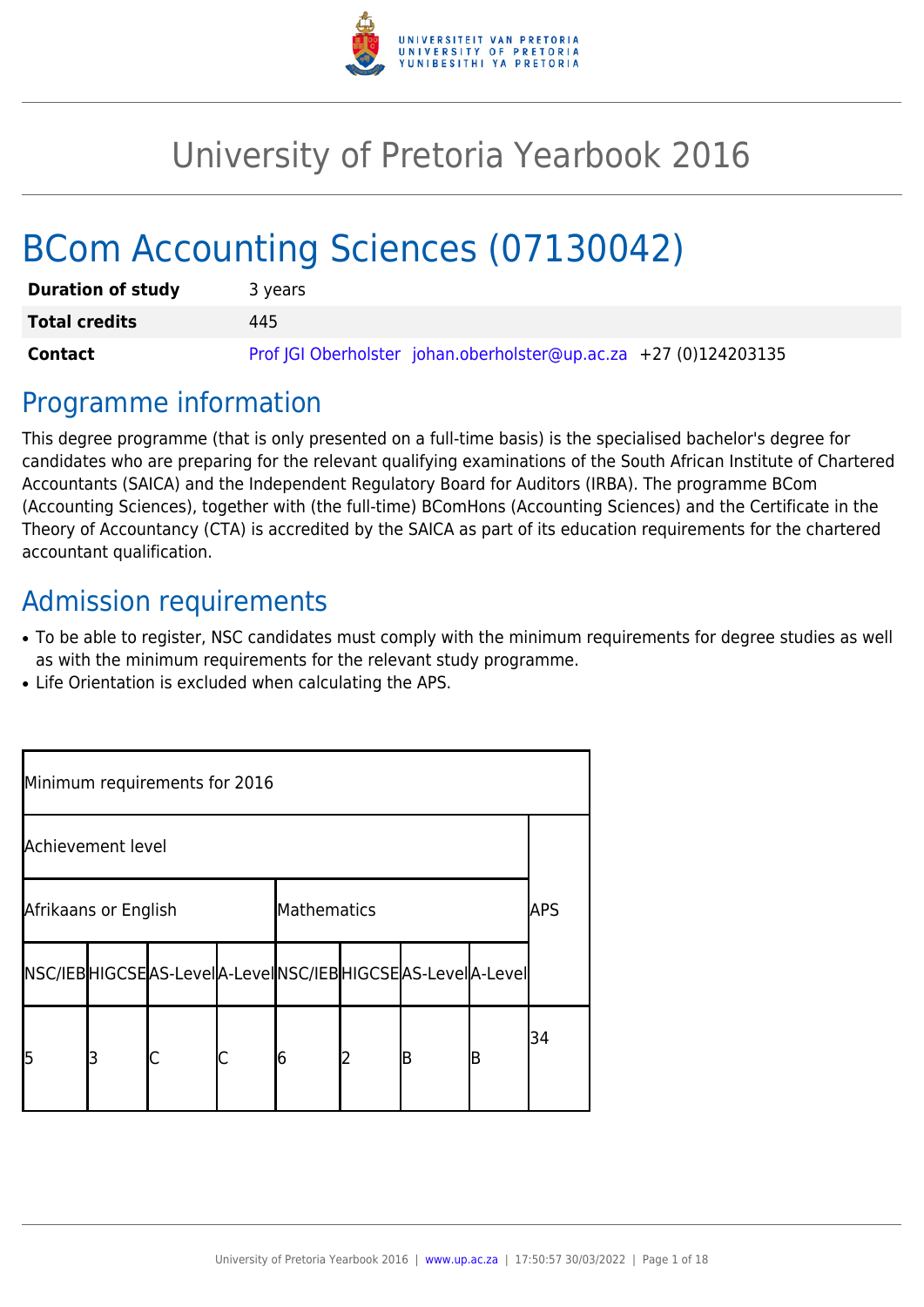# University of Pretoria Yearbook 2016

# BCom Accounting Sciences (07130042)

| | |
|---|---|
| **Duration of study** | 3 years |
| **Total credits** | 445 |
| **Contact** | Prof JGI Oberholster johan.oberholster@up.ac.za +27 (0)124203135 |

## Programme information

This degree programme (that is only presented on a full-time basis) is the specialised bachelor's degree for candidates who are preparing for the relevant qualifying examinations of the South African Institute of Chartered Accountants (SAICA) and the Independent Regulatory Board for Auditors (IRBA). The programme BCom (Accounting Sciences), together with (the full-time) BComHons (Accounting Sciences) and the Certificate in the Theory of Accountancy (CTA) is accredited by the SAICA as part of its education requirements for the chartered accountant qualification.

## Admission requirements

- To be able to register, NSC candidates must comply with the minimum requirements for degree studies as well as with the minimum requirements for the relevant study programme.
- Life Orientation is excluded when calculating the APS.

| Minimum requirements for 2016 | | | | | | | | |
|---|---|---|---|---|---|---|---|---|
| Achievement level | | | | | | | | APS |
| Afrikaans or English | | | | Mathematics | | | | |
| NSC/IEB | HIGCSE | AS-Level | A-Level | NSC/IEB | HIGCSE | AS-Level | A-Level | |
| 5 | 3 | C | C | 6 | 2 | B | B | 34 |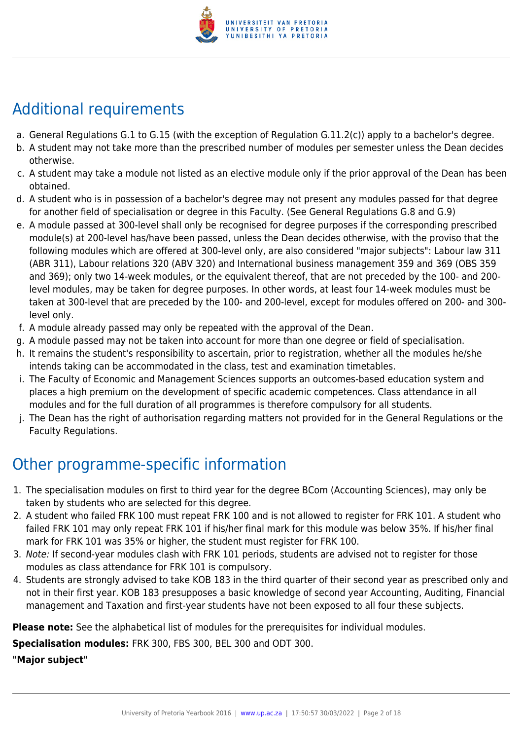## Additional requirements

a. General Regulations G.1 to G.15 (with the exception of Regulation G.11.2(c)) apply to a bachelor's degree.
b. A student may not take more than the prescribed number of modules per semester unless the Dean decides otherwise.
c. A student may take a module not listed as an elective module only if the prior approval of the Dean has been obtained.
d. A student who is in possession of a bachelor's degree may not present any modules passed for that degree for another field of specialisation or degree in this Faculty. (See General Regulations G.8 and G.9)
e. A module passed at 300-level shall only be recognised for degree purposes if the corresponding prescribed module(s) at 200-level has/have been passed, unless the Dean decides otherwise, with the proviso that the following modules which are offered at 300-level only, are also considered "major subjects": Labour law 311 (ABR 311), Labour relations 320 (ABV 320) and International business management 359 and 369 (OBS 359 and 369); only two 14-week modules, or the equivalent thereof, that are not preceded by the 100- and 200-level modules, may be taken for degree purposes. In other words, at least four 14-week modules must be taken at 300-level that are preceded by the 100- and 200-level, except for modules offered on 200- and 300-level only.
f. A module already passed may only be repeated with the approval of the Dean.
g. A module passed may not be taken into account for more than one degree or field of specialisation.
h. It remains the student's responsibility to ascertain, prior to registration, whether all the modules he/she intends taking can be accommodated in the class, test and examination timetables.
i. The Faculty of Economic and Management Sciences supports an outcomes-based education system and places a high premium on the development of specific academic competences. Class attendance in all modules and for the full duration of all programmes is therefore compulsory for all students.
j. The Dean has the right of authorisation regarding matters not provided for in the General Regulations or the Faculty Regulations.

## Other programme-specific information

1. The specialisation modules on first to third year for the degree BCom (Accounting Sciences), may only be taken by students who are selected for this degree.
2. A student who failed FRK 100 must repeat FRK 100 and is not allowed to register for FRK 101. A student who failed FRK 101 may only repeat FRK 101 if his/her final mark for this module was below 35%. If his/her final mark for FRK 101 was 35% or higher, the student must register for FRK 100.
3. *Note:* If second-year modules clash with FRK 101 periods, students are advised not to register for those modules as class attendance for FRK 101 is compulsory.
4. Students are strongly advised to take KOB 183 in the third quarter of their second year as prescribed only and not in their first year. KOB 183 presupposes a basic knowledge of second year Accounting, Auditing, Financial management and Taxation and first-year students have not been exposed to all four these subjects.

**Please note:** See the alphabetical list of modules for the prerequisites for individual modules.

**Specialisation modules:** FRK 300, FBS 300, BEL 300 and ODT 300.

**"Major subject"**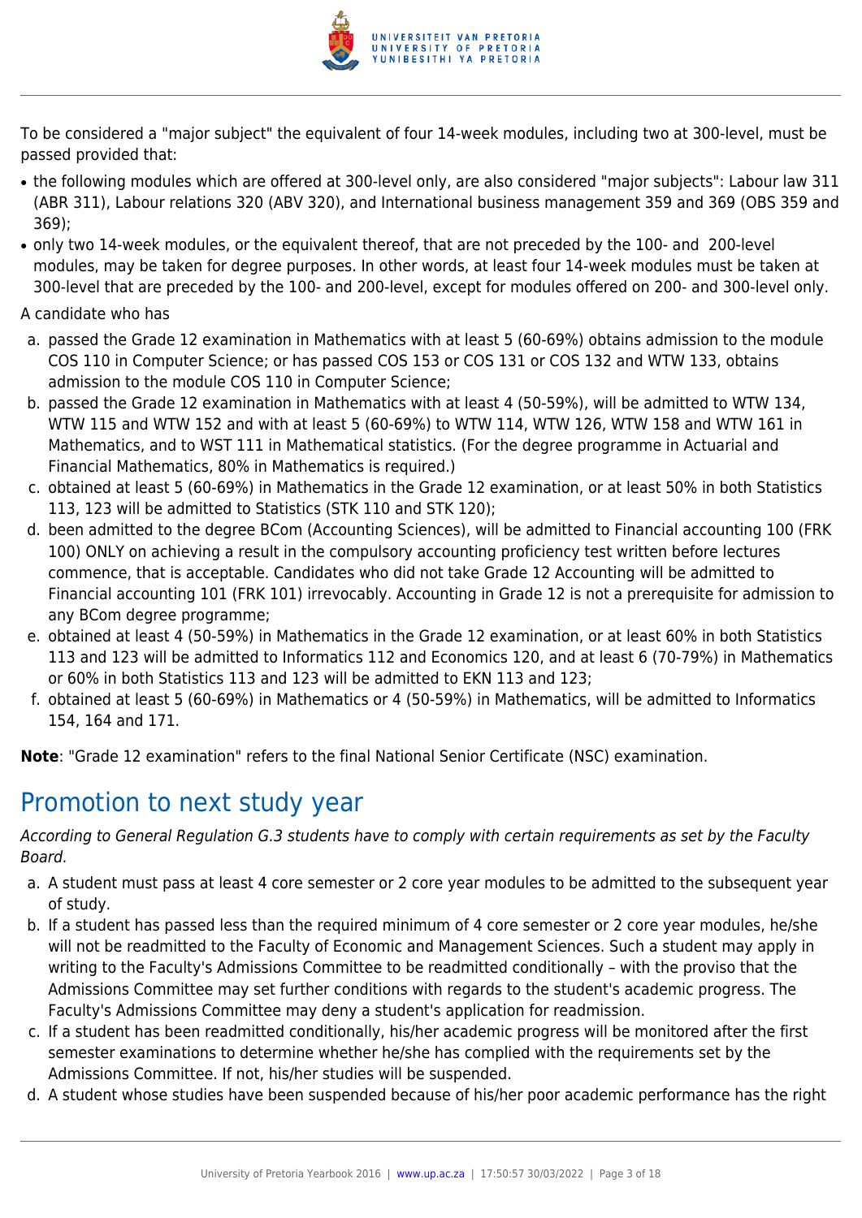To be considered a "major subject" the equivalent of four 14-week modules, including two at 300-level, must be passed provided that:

- the following modules which are offered at 300-level only, are also considered "major subjects": Labour law 311 (ABR 311), Labour relations 320 (ABV 320), and International business management 359 and 369 (OBS 359 and 369);
- only two 14-week modules, or the equivalent thereof, that are not preceded by the 100- and 200-level modules, may be taken for degree purposes. In other words, at least four 14-week modules must be taken at 300-level that are preceded by the 100- and 200-level, except for modules offered on 200- and 300-level only.

A candidate who has

a. passed the Grade 12 examination in Mathematics with at least 5 (60-69%) obtains admission to the module COS 110 in Computer Science; or has passed COS 153 or COS 131 or COS 132 and WTW 133, obtains admission to the module COS 110 in Computer Science;
b. passed the Grade 12 examination in Mathematics with at least 4 (50-59%), will be admitted to WTW 134, WTW 115 and WTW 152 and with at least 5 (60-69%) to WTW 114, WTW 126, WTW 158 and WTW 161 in Mathematics, and to WST 111 in Mathematical statistics. (For the degree programme in Actuarial and Financial Mathematics, 80% in Mathematics is required.)
c. obtained at least 5 (60-69%) in Mathematics in the Grade 12 examination, or at least 50% in both Statistics 113, 123 will be admitted to Statistics (STK 110 and STK 120);
d. been admitted to the degree BCom (Accounting Sciences), will be admitted to Financial accounting 100 (FRK 100) ONLY on achieving a result in the compulsory accounting proficiency test written before lectures commence, that is acceptable. Candidates who did not take Grade 12 Accounting will be admitted to Financial accounting 101 (FRK 101) irrevocably. Accounting in Grade 12 is not a prerequisite for admission to any BCom degree programme;
e. obtained at least 4 (50-59%) in Mathematics in the Grade 12 examination, or at least 60% in both Statistics 113 and 123 will be admitted to Informatics 112 and Economics 120, and at least 6 (70-79%) in Mathematics or 60% in both Statistics 113 and 123 will be admitted to EKN 113 and 123;
f. obtained at least 5 (60-69%) in Mathematics or 4 (50-59%) in Mathematics, will be admitted to Informatics 154, 164 and 171.

**Note**: "Grade 12 examination" refers to the final National Senior Certificate (NSC) examination.

## Promotion to next study year

*According to General Regulation G.3 students have to comply with certain requirements as set by the Faculty Board.*

a. A student must pass at least 4 core semester or 2 core year modules to be admitted to the subsequent year of study.
b. If a student has passed less than the required minimum of 4 core semester or 2 core year modules, he/she will not be readmitted to the Faculty of Economic and Management Sciences. Such a student may apply in writing to the Faculty's Admissions Committee to be readmitted conditionally – with the proviso that the Admissions Committee may set further conditions with regards to the student's academic progress. The Faculty's Admissions Committee may deny a student's application for readmission.
c. If a student has been readmitted conditionally, his/her academic progress will be monitored after the first semester examinations to determine whether he/she has complied with the requirements set by the Admissions Committee. If not, his/her studies will be suspended.
d. A student whose studies have been suspended because of his/her poor academic performance has the right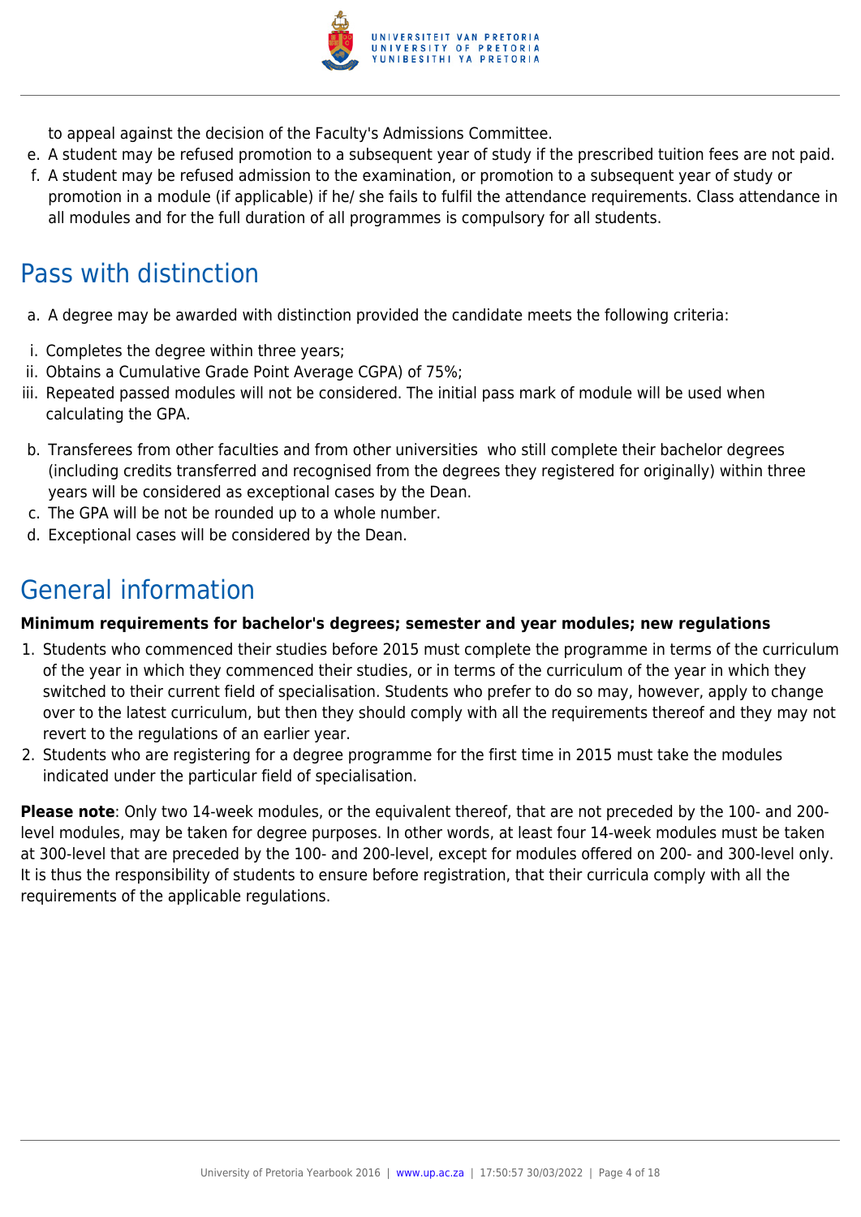to appeal against the decision of the Faculty's Admissions Committee.

e. A student may be refused promotion to a subsequent year of study if the prescribed tuition fees are not paid.
f. A student may be refused admission to the examination, or promotion to a subsequent year of study or promotion in a module (if applicable) if he/ she fails to fulfil the attendance requirements. Class attendance in all modules and for the full duration of all programmes is compulsory for all students.

## Pass with distinction

a. A degree may be awarded with distinction provided the candidate meets the following criteria:

i. Completes the degree within three years;
ii. Obtains a Cumulative Grade Point Average CGPA) of 75%;
iii. Repeated passed modules will not be considered. The initial pass mark of module will be used when calculating the GPA.

b. Transferees from other faculties and from other universities who still complete their bachelor degrees (including credits transferred and recognised from the degrees they registered for originally) within three years will be considered as exceptional cases by the Dean.
c. The GPA will be not be rounded up to a whole number.
d. Exceptional cases will be considered by the Dean.

## General information

**Minimum requirements for bachelor's degrees; semester and year modules; new regulations**

1. Students who commenced their studies before 2015 must complete the programme in terms of the curriculum of the year in which they commenced their studies, or in terms of the curriculum of the year in which they switched to their current field of specialisation. Students who prefer to do so may, however, apply to change over to the latest curriculum, but then they should comply with all the requirements thereof and they may not revert to the regulations of an earlier year.
2. Students who are registering for a degree programme for the first time in 2015 must take the modules indicated under the particular field of specialisation.

**Please note**: Only two 14-week modules, or the equivalent thereof, that are not preceded by the 100- and 200-level modules, may be taken for degree purposes. In other words, at least four 14-week modules must be taken at 300-level that are preceded by the 100- and 200-level, except for modules offered on 200- and 300-level only. It is thus the responsibility of students to ensure before registration, that their curricula comply with all the requirements of the applicable regulations.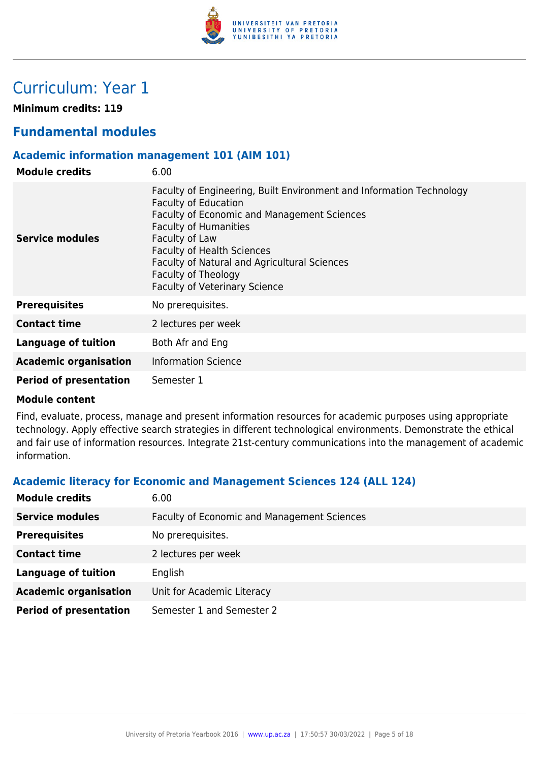# Curriculum: Year 1

**Minimum credits: 119**

## Fundamental modules

### Academic information management 101 (AIM 101)

| | |
|---|---|
| **Module credits** | 6.00 |
| **Service modules** | Faculty of Engineering, Built Environment and Information Technology<br>Faculty of Education<br>Faculty of Economic and Management Sciences<br>Faculty of Humanities<br>Faculty of Law<br>Faculty of Health Sciences<br>Faculty of Natural and Agricultural Sciences<br>Faculty of Theology<br>Faculty of Veterinary Science |
| **Prerequisites** | No prerequisites. |
| **Contact time** | 2 lectures per week |
| **Language of tuition** | Both Afr and Eng |
| **Academic organisation** | Information Science |
| **Period of presentation** | Semester 1 |

**Module content**

Find, evaluate, process, manage and present information resources for academic purposes using appropriate technology. Apply effective search strategies in different technological environments. Demonstrate the ethical and fair use of information resources. Integrate 21st-century communications into the management of academic information.

### Academic literacy for Economic and Management Sciences 124 (ALL 124)

| | |
|---|---|
| **Module credits** | 6.00 |
| **Service modules** | Faculty of Economic and Management Sciences |
| **Prerequisites** | No prerequisites. |
| **Contact time** | 2 lectures per week |
| **Language of tuition** | English |
| **Academic organisation** | Unit for Academic Literacy |
| **Period of presentation** | Semester 1 and Semester 2 |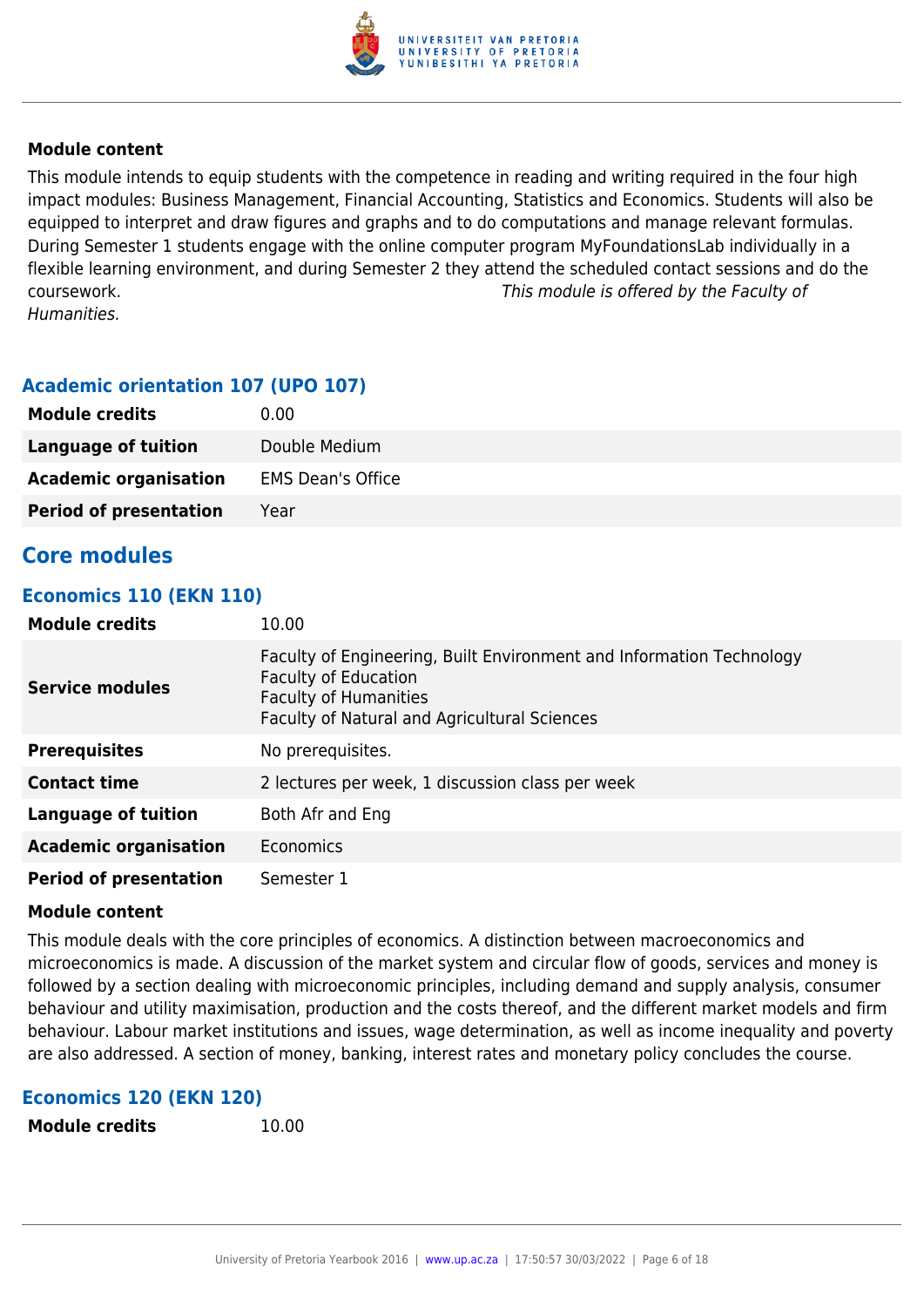**Module content**

This module intends to equip students with the competence in reading and writing required in the four high impact modules: Business Management, Financial Accounting, Statistics and Economics. Students will also be equipped to interpret and draw figures and graphs and to do computations and manage relevant formulas. During Semester 1 students engage with the online computer program MyFoundationsLab individually in a flexible learning environment, and during Semester 2 they attend the scheduled contact sessions and do the coursework. *This module is offered by the Faculty of Humanities.*

### Academic orientation 107 (UPO 107)

| | |
|---|---|
| **Module credits** | 0.00 |
| **Language of tuition** | Double Medium |
| **Academic organisation** | EMS Dean's Office |
| **Period of presentation** | Year |

## Core modules

### Economics 110 (EKN 110)

| | |
|---|---|
| **Module credits** | 10.00 |
| **Service modules** | Faculty of Engineering, Built Environment and Information Technology<br>Faculty of Education<br>Faculty of Humanities<br>Faculty of Natural and Agricultural Sciences |
| **Prerequisites** | No prerequisites. |
| **Contact time** | 2 lectures per week, 1 discussion class per week |
| **Language of tuition** | Both Afr and Eng |
| **Academic organisation** | Economics |
| **Period of presentation** | Semester 1 |

**Module content**

This module deals with the core principles of economics. A distinction between macroeconomics and microeconomics is made. A discussion of the market system and circular flow of goods, services and money is followed by a section dealing with microeconomic principles, including demand and supply analysis, consumer behaviour and utility maximisation, production and the costs thereof, and the different market models and firm behaviour. Labour market institutions and issues, wage determination, as well as income inequality and poverty are also addressed. A section of money, banking, interest rates and monetary policy concludes the course.

### Economics 120 (EKN 120)

| | |
|---|---|
| **Module credits** | 10.00 |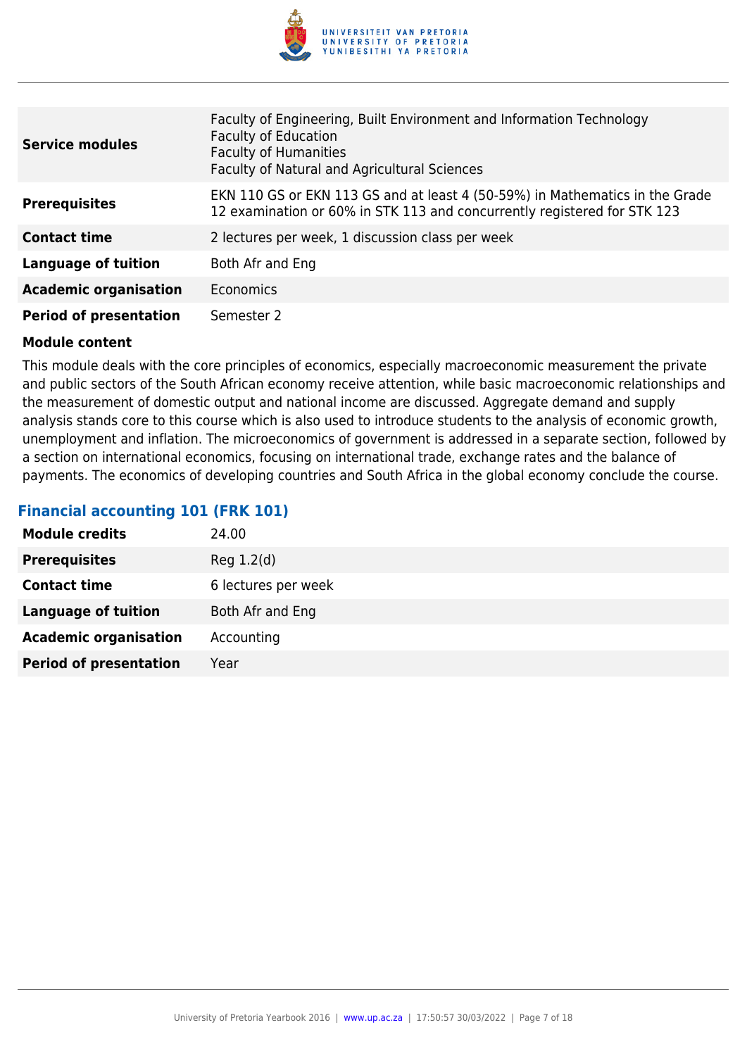| | |
|---|---|
| **Service modules** | Faculty of Engineering, Built Environment and Information Technology<br>Faculty of Education<br>Faculty of Humanities<br>Faculty of Natural and Agricultural Sciences |
| **Prerequisites** | EKN 110 GS or EKN 113 GS and at least 4 (50-59%) in Mathematics in the Grade 12 examination or 60% in STK 113 and concurrently registered for STK 123 |
| **Contact time** | 2 lectures per week, 1 discussion class per week |
| **Language of tuition** | Both Afr and Eng |
| **Academic organisation** | Economics |
| **Period of presentation** | Semester 2 |

**Module content**

This module deals with the core principles of economics, especially macroeconomic measurement the private and public sectors of the South African economy receive attention, while basic macroeconomic relationships and the measurement of domestic output and national income are discussed. Aggregate demand and supply analysis stands core to this course which is also used to introduce students to the analysis of economic growth, unemployment and inflation. The microeconomics of government is addressed in a separate section, followed by a section on international economics, focusing on international trade, exchange rates and the balance of payments. The economics of developing countries and South Africa in the global economy conclude the course.

### Financial accounting 101 (FRK 101)

| | |
|---|---|
| **Module credits** | 24.00 |
| **Prerequisites** | Reg 1.2(d) |
| **Contact time** | 6 lectures per week |
| **Language of tuition** | Both Afr and Eng |
| **Academic organisation** | Accounting |
| **Period of presentation** | Year |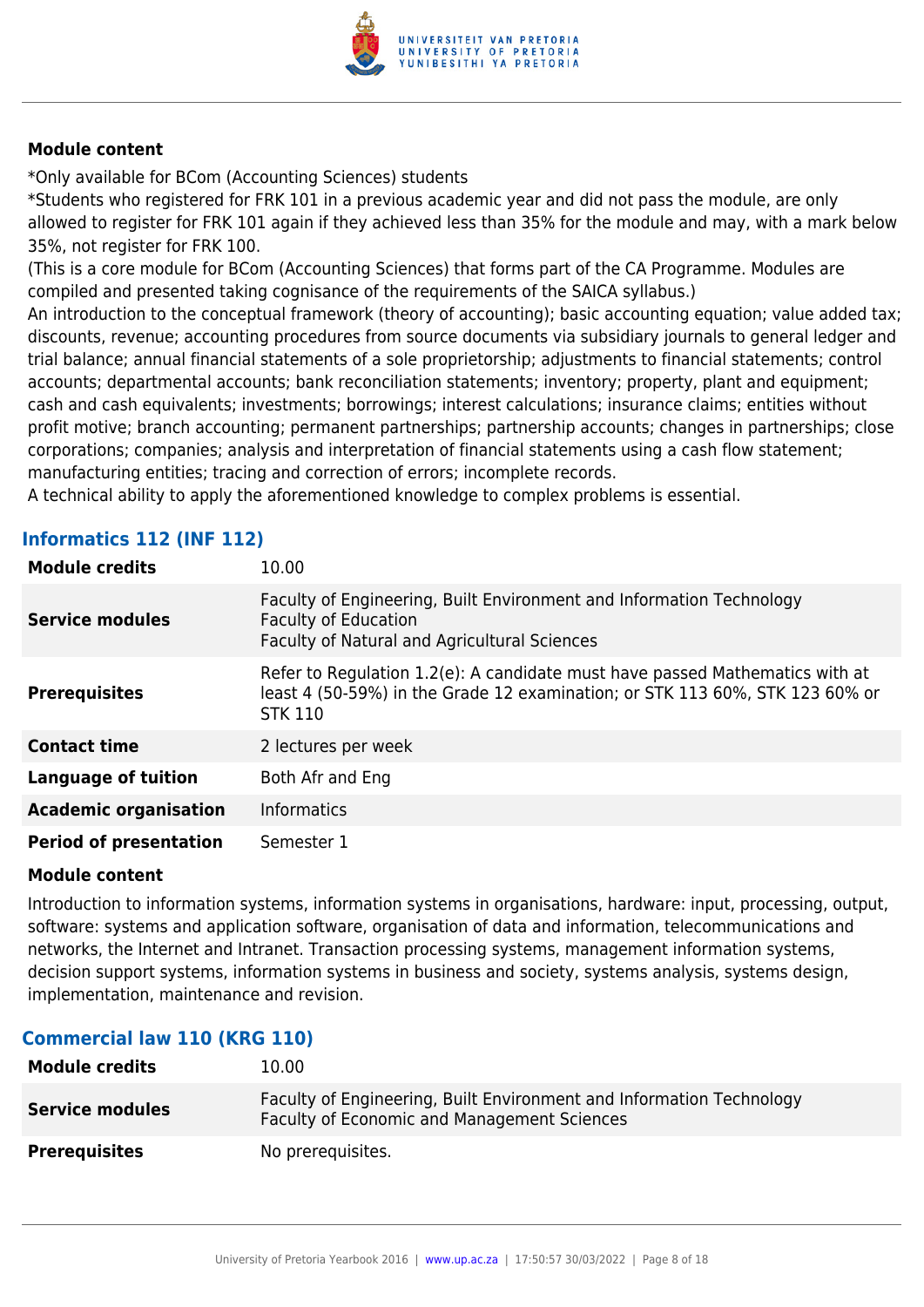**Module content**

*Only available for BCom (Accounting Sciences) students

*Students who registered for FRK 101 in a previous academic year and did not pass the module, are only allowed to register for FRK 101 again if they achieved less than 35% for the module and may, with a mark below 35%, not register for FRK 100.

(This is a core module for BCom (Accounting Sciences) that forms part of the CA Programme. Modules are compiled and presented taking cognisance of the requirements of the SAICA syllabus.)

An introduction to the conceptual framework (theory of accounting); basic accounting equation; value added tax; discounts, revenue; accounting procedures from source documents via subsidiary journals to general ledger and trial balance; annual financial statements of a sole proprietorship; adjustments to financial statements; control accounts; departmental accounts; bank reconciliation statements; inventory; property, plant and equipment; cash and cash equivalents; investments; borrowings; interest calculations; insurance claims; entities without profit motive; branch accounting; permanent partnerships; partnership accounts; changes in partnerships; close corporations; companies; analysis and interpretation of financial statements using a cash flow statement; manufacturing entities; tracing and correction of errors; incomplete records.

A technical ability to apply the aforementioned knowledge to complex problems is essential.

## Informatics 112 (INF 112)

| | |
|---|---|
| **Module credits** | 10.00 |
| **Service modules** | Faculty of Engineering, Built Environment and Information Technology<br>Faculty of Education<br>Faculty of Natural and Agricultural Sciences |
| **Prerequisites** | Refer to Regulation 1.2(e): A candidate must have passed Mathematics with at least 4 (50-59%) in the Grade 12 examination; or STK 113 60%, STK 123 60% or STK 110 |
| **Contact time** | 2 lectures per week |
| **Language of tuition** | Both Afr and Eng |
| **Academic organisation** | Informatics |
| **Period of presentation** | Semester 1 |

**Module content**

Introduction to information systems, information systems in organisations, hardware: input, processing, output, software: systems and application software, organisation of data and information, telecommunications and networks, the Internet and Intranet. Transaction processing systems, management information systems, decision support systems, information systems in business and society, systems analysis, systems design, implementation, maintenance and revision.

## Commercial law 110 (KRG 110)

| | |
|---|---|
| **Module credits** | 10.00 |
| **Service modules** | Faculty of Engineering, Built Environment and Information Technology<br>Faculty of Economic and Management Sciences |
| **Prerequisites** | No prerequisites. |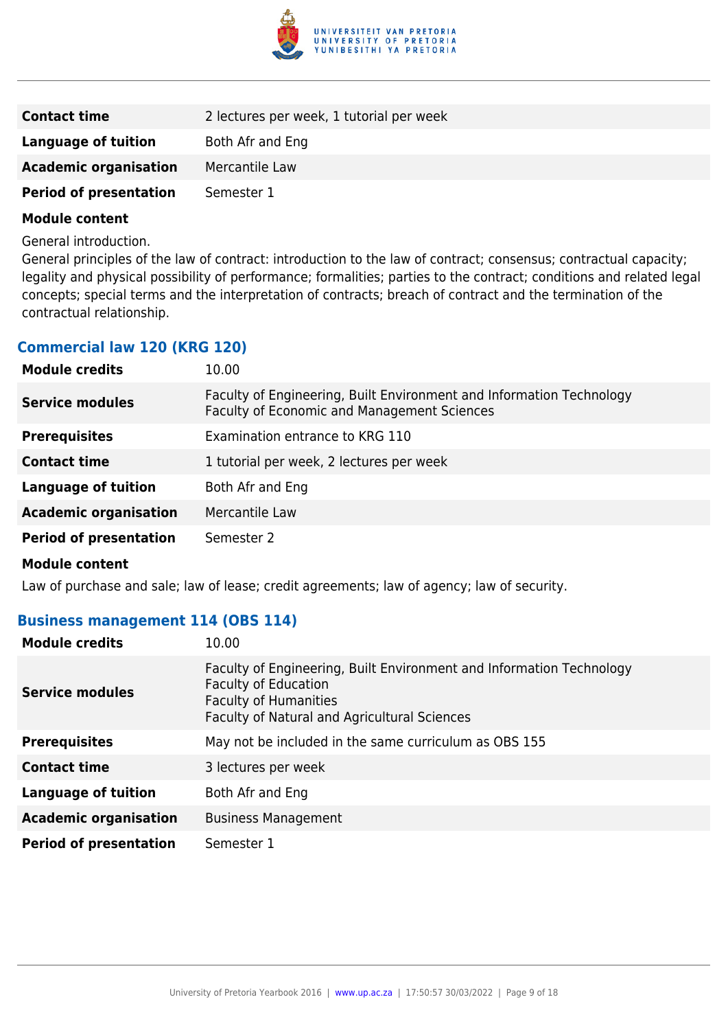| | |
|---|---|
| **Contact time** | 2 lectures per week, 1 tutorial per week |
| **Language of tuition** | Both Afr and Eng |
| **Academic organisation** | Mercantile Law |
| **Period of presentation** | Semester 1 |

**Module content**

General introduction.
General principles of the law of contract: introduction to the law of contract; consensus; contractual capacity; legality and physical possibility of performance; formalities; parties to the contract; conditions and related legal concepts; special terms and the interpretation of contracts; breach of contract and the termination of the contractual relationship.

### Commercial law 120 (KRG 120)

| | |
|---|---|
| **Module credits** | 10.00 |
| **Service modules** | Faculty of Engineering, Built Environment and Information Technology<br>Faculty of Economic and Management Sciences |
| **Prerequisites** | Examination entrance to KRG 110 |
| **Contact time** | 1 tutorial per week, 2 lectures per week |
| **Language of tuition** | Both Afr and Eng |
| **Academic organisation** | Mercantile Law |
| **Period of presentation** | Semester 2 |

**Module content**

Law of purchase and sale; law of lease; credit agreements; law of agency; law of security.

### Business management 114 (OBS 114)

| | |
|---|---|
| **Module credits** | 10.00 |
| **Service modules** | Faculty of Engineering, Built Environment and Information Technology<br>Faculty of Education<br>Faculty of Humanities<br>Faculty of Natural and Agricultural Sciences |
| **Prerequisites** | May not be included in the same curriculum as OBS 155 |
| **Contact time** | 3 lectures per week |
| **Language of tuition** | Both Afr and Eng |
| **Academic organisation** | Business Management |
| **Period of presentation** | Semester 1 |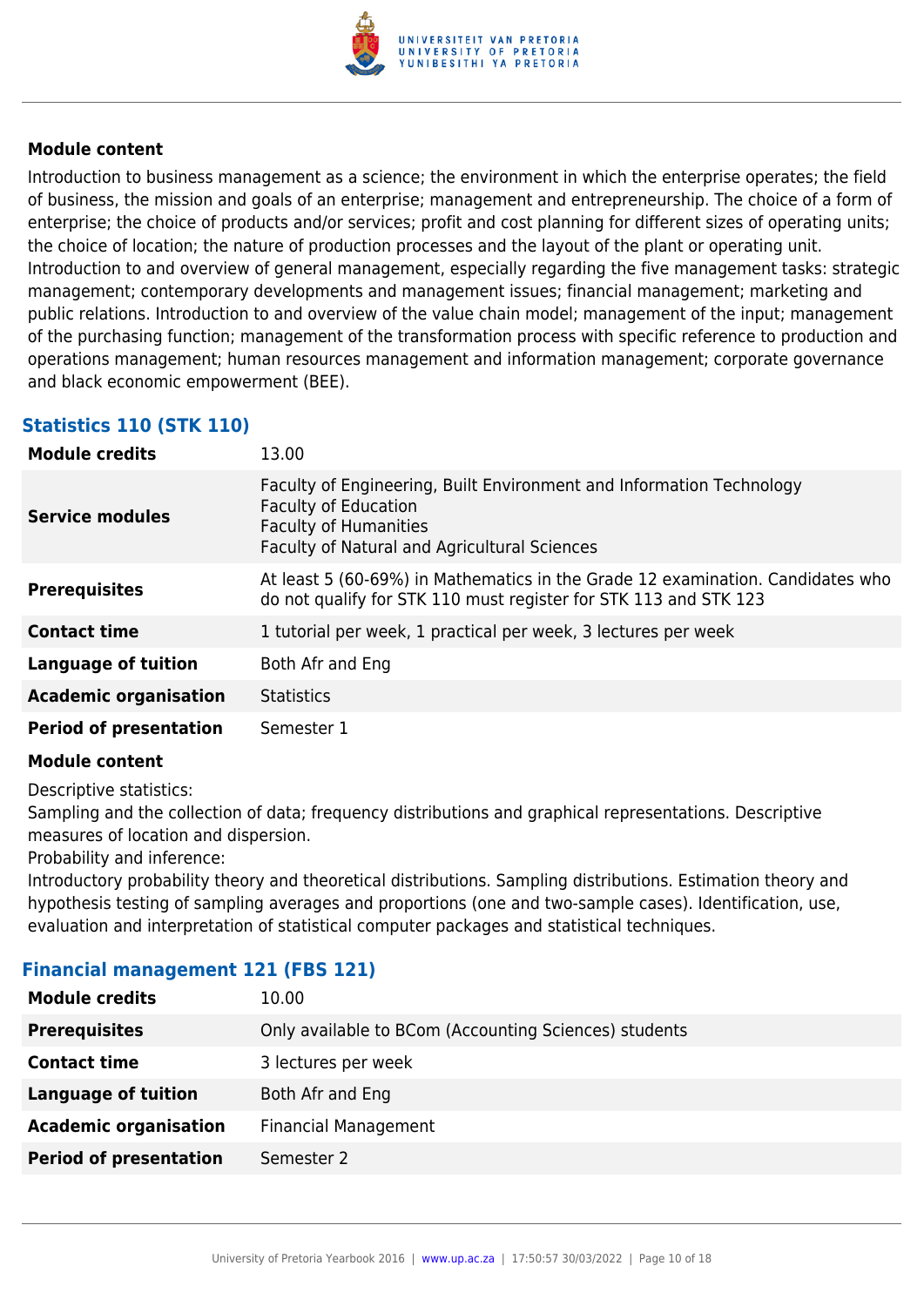**Module content**

Introduction to business management as a science; the environment in which the enterprise operates; the field of business, the mission and goals of an enterprise; management and entrepreneurship. The choice of a form of enterprise; the choice of products and/or services; profit and cost planning for different sizes of operating units; the choice of location; the nature of production processes and the layout of the plant or operating unit. Introduction to and overview of general management, especially regarding the five management tasks: strategic management; contemporary developments and management issues; financial management; marketing and public relations. Introduction to and overview of the value chain model; management of the input; management of the purchasing function; management of the transformation process with specific reference to production and operations management; human resources management and information management; corporate governance and black economic empowerment (BEE).

### Statistics 110 (STK 110)

| | |
|---|---|
| **Module credits** | 13.00 |
| **Service modules** | Faculty of Engineering, Built Environment and Information Technology<br>Faculty of Education<br>Faculty of Humanities<br>Faculty of Natural and Agricultural Sciences |
| **Prerequisites** | At least 5 (60-69%) in Mathematics in the Grade 12 examination. Candidates who do not qualify for STK 110 must register for STK 113 and STK 123 |
| **Contact time** | 1 tutorial per week, 1 practical per week, 3 lectures per week |
| **Language of tuition** | Both Afr and Eng |
| **Academic organisation** | Statistics |
| **Period of presentation** | Semester 1 |

**Module content**

Descriptive statistics:
Sampling and the collection of data; frequency distributions and graphical representations. Descriptive measures of location and dispersion.
Probability and inference:
Introductory probability theory and theoretical distributions. Sampling distributions. Estimation theory and hypothesis testing of sampling averages and proportions (one and two-sample cases). Identification, use, evaluation and interpretation of statistical computer packages and statistical techniques.

### Financial management 121 (FBS 121)

| | |
|---|---|
| **Module credits** | 10.00 |
| **Prerequisites** | Only available to BCom (Accounting Sciences) students |
| **Contact time** | 3 lectures per week |
| **Language of tuition** | Both Afr and Eng |
| **Academic organisation** | Financial Management |
| **Period of presentation** | Semester 2 |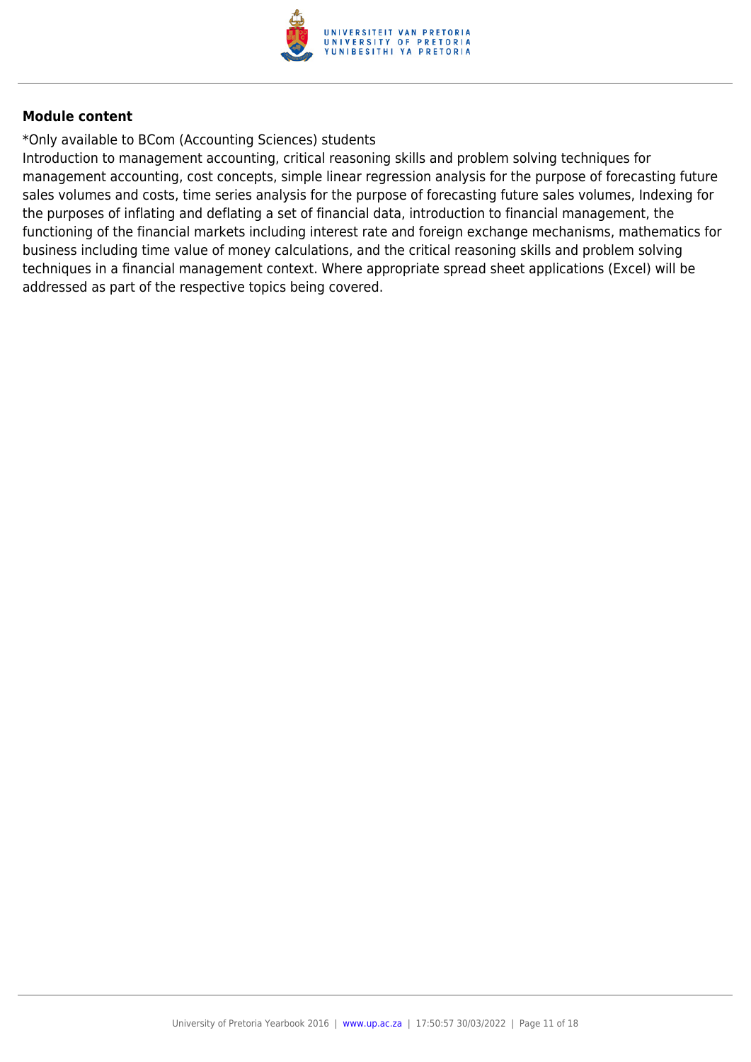### Module content

*Only available to BCom (Accounting Sciences) students
Introduction to management accounting, critical reasoning skills and problem solving techniques for management accounting, cost concepts, simple linear regression analysis for the purpose of forecasting future sales volumes and costs, time series analysis for the purpose of forecasting future sales volumes, Indexing for the purposes of inflating and deflating a set of financial data, introduction to financial management, the functioning of the financial markets including interest rate and foreign exchange mechanisms, mathematics for business including time value of money calculations, and the critical reasoning skills and problem solving techniques in a financial management context. Where appropriate spread sheet applications (Excel) will be addressed as part of the respective topics being covered.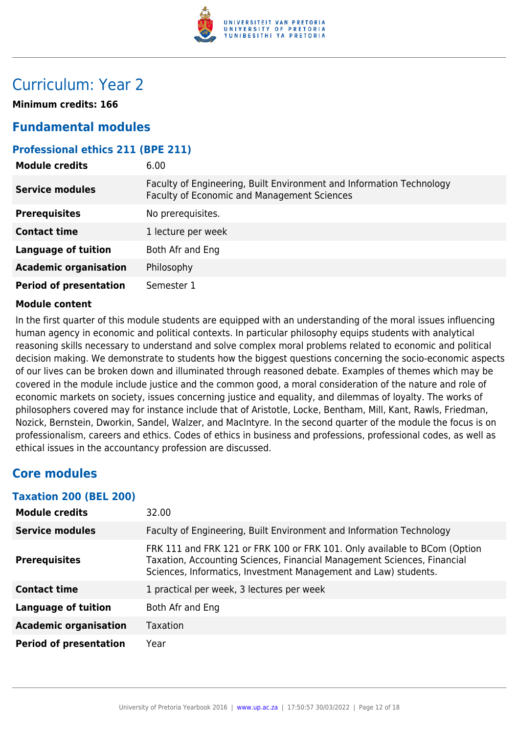# Curriculum: Year 2

**Minimum credits: 166**

## Fundamental modules

### Professional ethics 211 (BPE 211)

| | |
|---|---|
| **Module credits** | 6.00 |
| **Service modules** | Faculty of Engineering, Built Environment and Information Technology<br>Faculty of Economic and Management Sciences |
| **Prerequisites** | No prerequisites. |
| **Contact time** | 1 lecture per week |
| **Language of tuition** | Both Afr and Eng |
| **Academic organisation** | Philosophy |
| **Period of presentation** | Semester 1 |

**Module content**

In the first quarter of this module students are equipped with an understanding of the moral issues influencing human agency in economic and political contexts. In particular philosophy equips students with analytical reasoning skills necessary to understand and solve complex moral problems related to economic and political decision making. We demonstrate to students how the biggest questions concerning the socio-economic aspects of our lives can be broken down and illuminated through reasoned debate. Examples of themes which may be covered in the module include justice and the common good, a moral consideration of the nature and role of economic markets on society, issues concerning justice and equality, and dilemmas of loyalty. The works of philosophers covered may for instance include that of Aristotle, Locke, Bentham, Mill, Kant, Rawls, Friedman, Nozick, Bernstein, Dworkin, Sandel, Walzer, and MacIntyre. In the second quarter of the module the focus is on professionalism, careers and ethics. Codes of ethics in business and professions, professional codes, as well as ethical issues in the accountancy profession are discussed.

## Core modules

### Taxation 200 (BEL 200)

| | |
|---|---|
| **Module credits** | 32.00 |
| **Service modules** | Faculty of Engineering, Built Environment and Information Technology |
| **Prerequisites** | FRK 111 and FRK 121 or FRK 100 or FRK 101. Only available to BCom (Option Taxation, Accounting Sciences, Financial Management Sciences, Financial Sciences, Informatics, Investment Management and Law) students. |
| **Contact time** | 1 practical per week, 3 lectures per week |
| **Language of tuition** | Both Afr and Eng |
| **Academic organisation** | Taxation |
| **Period of presentation** | Year |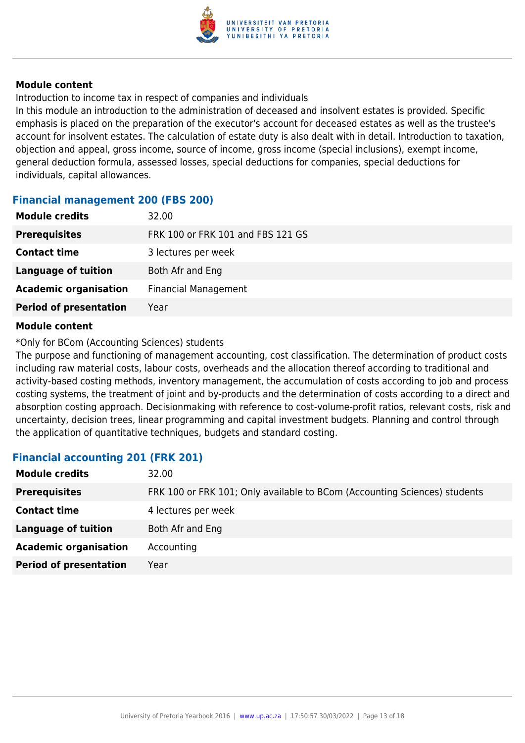**Module content**

Introduction to income tax in respect of companies and individuals

In this module an introduction to the administration of deceased and insolvent estates is provided. Specific emphasis is placed on the preparation of the executor's account for deceased estates as well as the trustee's account for insolvent estates. The calculation of estate duty is also dealt with in detail. Introduction to taxation, objection and appeal, gross income, source of income, gross income (special inclusions), exempt income, general deduction formula, assessed losses, special deductions for companies, special deductions for individuals, capital allowances.

## Financial management 200 (FBS 200)

| | |
|---|---|
| **Module credits** | 32.00 |
| **Prerequisites** | FRK 100 or FRK 101 and FBS 121 GS |
| **Contact time** | 3 lectures per week |
| **Language of tuition** | Both Afr and Eng |
| **Academic organisation** | Financial Management |
| **Period of presentation** | Year |

**Module content**

*Only for BCom (Accounting Sciences) students

The purpose and functioning of management accounting, cost classification. The determination of product costs including raw material costs, labour costs, overheads and the allocation thereof according to traditional and activity-based costing methods, inventory management, the accumulation of costs according to job and process costing systems, the treatment of joint and by-products and the determination of costs according to a direct and absorption costing approach. Decisionmaking with reference to cost-volume-profit ratios, relevant costs, risk and uncertainty, decision trees, linear programming and capital investment budgets. Planning and control through the application of quantitative techniques, budgets and standard costing.

## Financial accounting 201 (FRK 201)

| | |
|---|---|
| **Module credits** | 32.00 |
| **Prerequisites** | FRK 100 or FRK 101; Only available to BCom (Accounting Sciences) students |
| **Contact time** | 4 lectures per week |
| **Language of tuition** | Both Afr and Eng |
| **Academic organisation** | Accounting |
| **Period of presentation** | Year |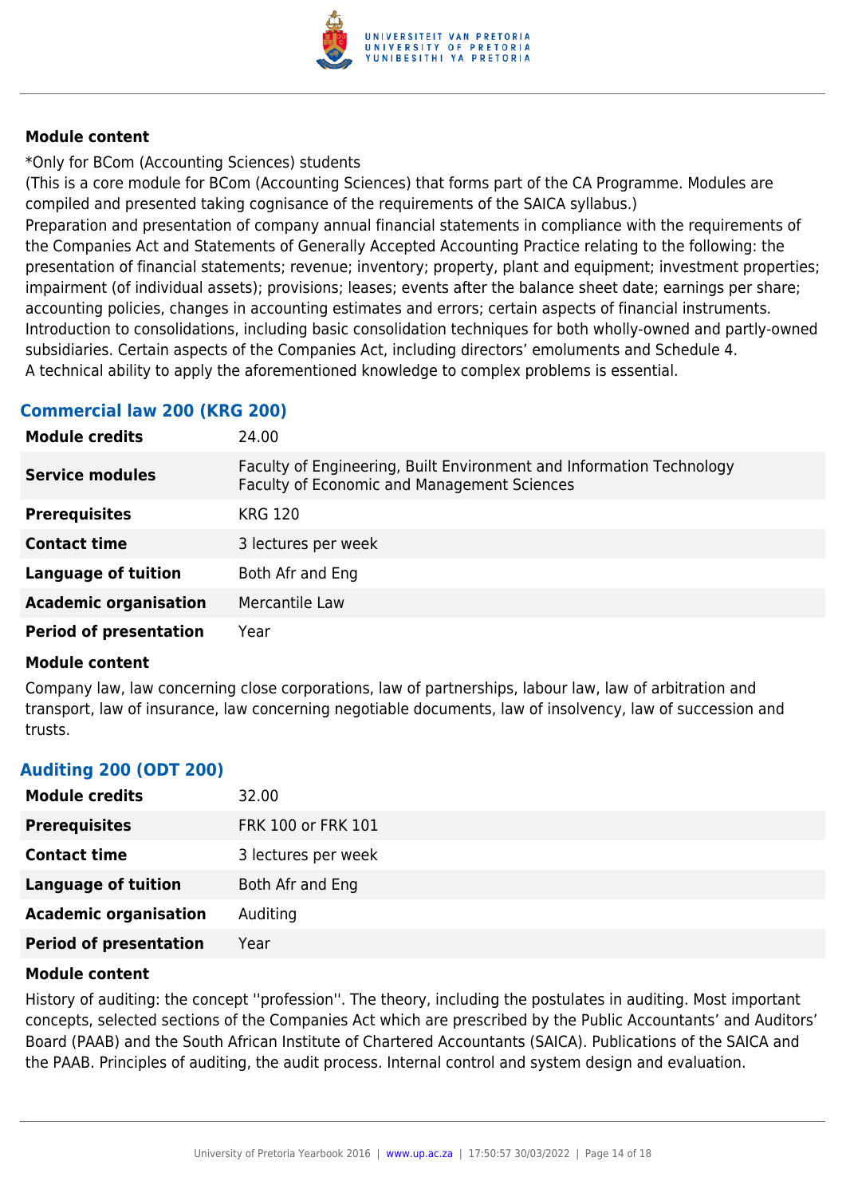#### Module content

*Only for BCom (Accounting Sciences) students
(This is a core module for BCom (Accounting Sciences) that forms part of the CA Programme. Modules are compiled and presented taking cognisance of the requirements of the SAICA syllabus.)
Preparation and presentation of company annual financial statements in compliance with the requirements of the Companies Act and Statements of Generally Accepted Accounting Practice relating to the following: the presentation of financial statements; revenue; inventory; property, plant and equipment; investment properties; impairment (of individual assets); provisions; leases; events after the balance sheet date; earnings per share; accounting policies, changes in accounting estimates and errors; certain aspects of financial instruments. Introduction to consolidations, including basic consolidation techniques for both wholly-owned and partly-owned subsidiaries. Certain aspects of the Companies Act, including directors' emoluments and Schedule 4.
A technical ability to apply the aforementioned knowledge to complex problems is essential.

### Commercial law 200 (KRG 200)

| | |
|---|---|
| **Module credits** | 24.00 |
| **Service modules** | Faculty of Engineering, Built Environment and Information Technology<br>Faculty of Economic and Management Sciences |
| **Prerequisites** | KRG 120 |
| **Contact time** | 3 lectures per week |
| **Language of tuition** | Both Afr and Eng |
| **Academic organisation** | Mercantile Law |
| **Period of presentation** | Year |

#### Module content

Company law, law concerning close corporations, law of partnerships, labour law, law of arbitration and transport, law of insurance, law concerning negotiable documents, law of insolvency, law of succession and trusts.

### Auditing 200 (ODT 200)

| | |
|---|---|
| **Module credits** | 32.00 |
| **Prerequisites** | FRK 100 or FRK 101 |
| **Contact time** | 3 lectures per week |
| **Language of tuition** | Both Afr and Eng |
| **Academic organisation** | Auditing |
| **Period of presentation** | Year |

#### Module content

History of auditing: the concept ''profession''. The theory, including the postulates in auditing. Most important concepts, selected sections of the Companies Act which are prescribed by the Public Accountants' and Auditors' Board (PAAB) and the South African Institute of Chartered Accountants (SAICA). Publications of the SAICA and the PAAB. Principles of auditing, the audit process. Internal control and system design and evaluation.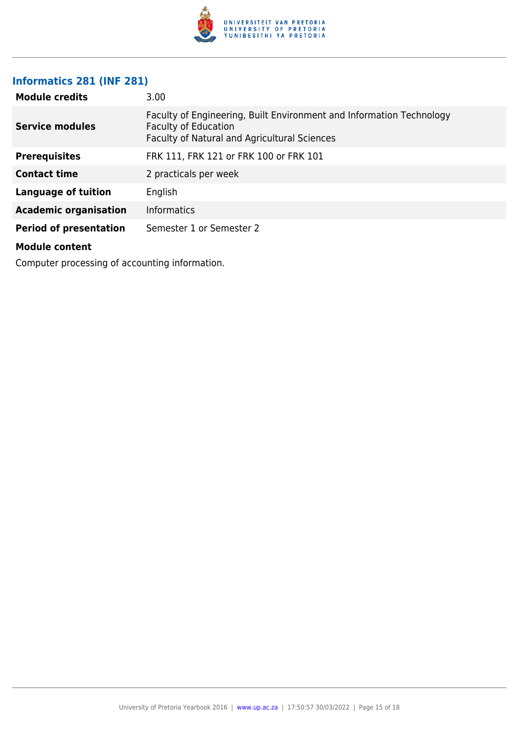## Informatics 281 (INF 281)

| | |
|---|---|
| **Module credits** | 3.00 |
| **Service modules** | Faculty of Engineering, Built Environment and Information Technology<br>Faculty of Education<br>Faculty of Natural and Agricultural Sciences |
| **Prerequisites** | FRK 111, FRK 121 or FRK 100 or FRK 101 |
| **Contact time** | 2 practicals per week |
| **Language of tuition** | English |
| **Academic organisation** | Informatics |
| **Period of presentation** | Semester 1 or Semester 2 |

**Module content**

Computer processing of accounting information.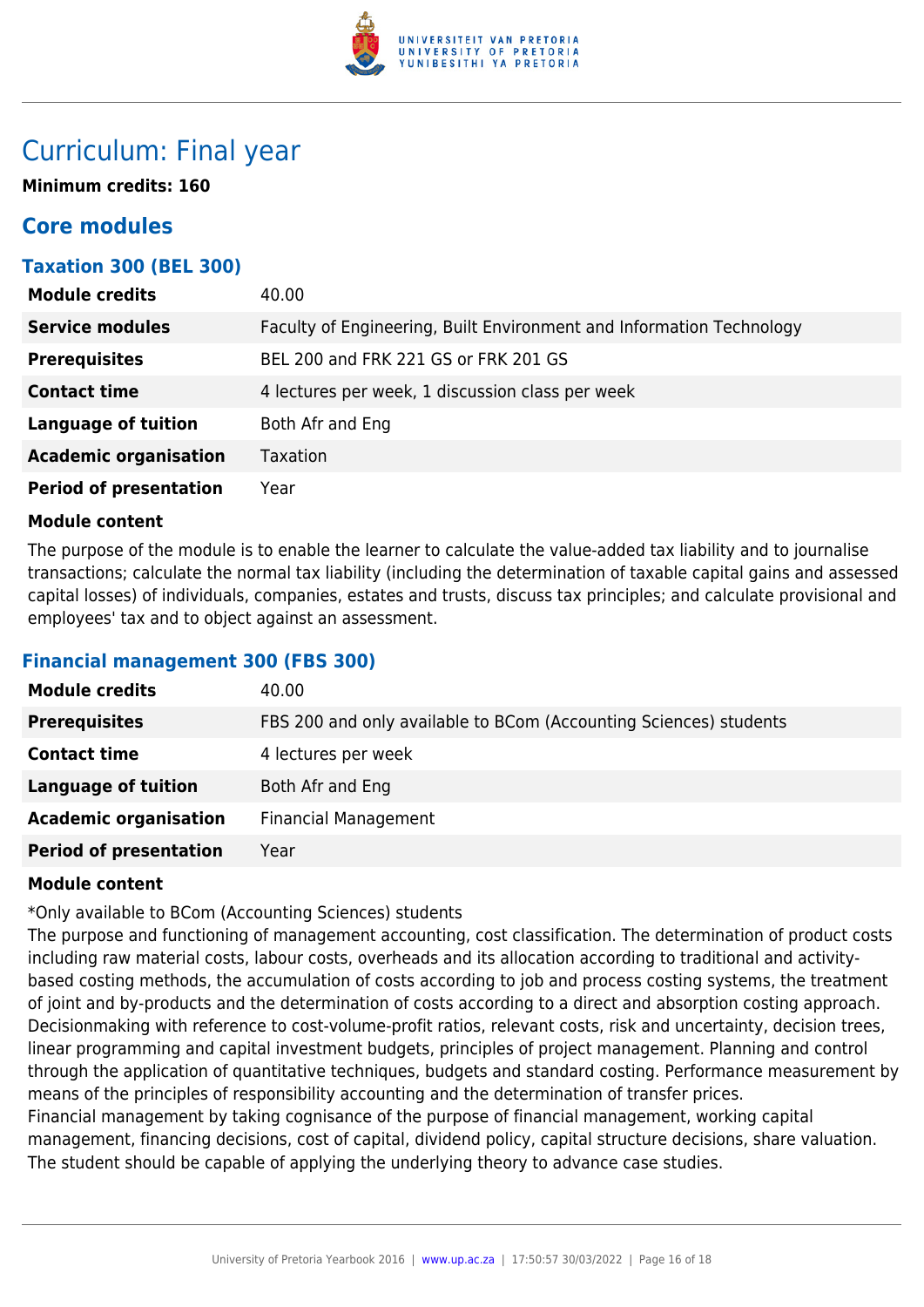# Curriculum: Final year

**Minimum credits: 160**

## Core modules

### Taxation 300 (BEL 300)

| | |
|---|---|
| **Module credits** | 40.00 |
| **Service modules** | Faculty of Engineering, Built Environment and Information Technology |
| **Prerequisites** | BEL 200 and FRK 221 GS or FRK 201 GS |
| **Contact time** | 4 lectures per week, 1 discussion class per week |
| **Language of tuition** | Both Afr and Eng |
| **Academic organisation** | Taxation |
| **Period of presentation** | Year |

**Module content**

The purpose of the module is to enable the learner to calculate the value-added tax liability and to journalise transactions; calculate the normal tax liability (including the determination of taxable capital gains and assessed capital losses) of individuals, companies, estates and trusts, discuss tax principles; and calculate provisional and employees' tax and to object against an assessment.

### Financial management 300 (FBS 300)

| | |
|---|---|
| **Module credits** | 40.00 |
| **Prerequisites** | FBS 200 and only available to BCom (Accounting Sciences) students |
| **Contact time** | 4 lectures per week |
| **Language of tuition** | Both Afr and Eng |
| **Academic organisation** | Financial Management |
| **Period of presentation** | Year |

**Module content**

*Only available to BCom (Accounting Sciences) students

The purpose and functioning of management accounting, cost classification. The determination of product costs including raw material costs, labour costs, overheads and its allocation according to traditional and activity-based costing methods, the accumulation of costs according to job and process costing systems, the treatment of joint and by-products and the determination of costs according to a direct and absorption costing approach. Decisionmaking with reference to cost-volume-profit ratios, relevant costs, risk and uncertainty, decision trees, linear programming and capital investment budgets, principles of project management. Planning and control through the application of quantitative techniques, budgets and standard costing. Performance measurement by means of the principles of responsibility accounting and the determination of transfer prices.

Financial management by taking cognisance of the purpose of financial management, working capital management, financing decisions, cost of capital, dividend policy, capital structure decisions, share valuation. The student should be capable of applying the underlying theory to advance case studies.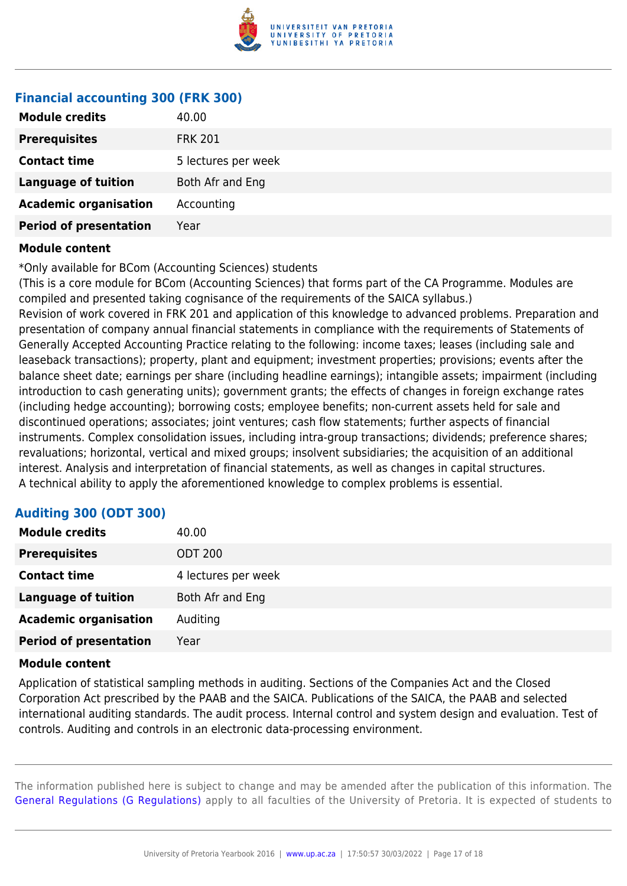### Financial accounting 300 (FRK 300)

| | |
|---|---|
| **Module credits** | 40.00 |
| **Prerequisites** | FRK 201 |
| **Contact time** | 5 lectures per week |
| **Language of tuition** | Both Afr and Eng |
| **Academic organisation** | Accounting |
| **Period of presentation** | Year |

**Module content**

*Only available for BCom (Accounting Sciences) students
(This is a core module for BCom (Accounting Sciences) that forms part of the CA Programme. Modules are compiled and presented taking cognisance of the requirements of the SAICA syllabus.)
Revision of work covered in FRK 201 and application of this knowledge to advanced problems. Preparation and presentation of company annual financial statements in compliance with the requirements of Statements of Generally Accepted Accounting Practice relating to the following: income taxes; leases (including sale and leaseback transactions); property, plant and equipment; investment properties; provisions; events after the balance sheet date; earnings per share (including headline earnings); intangible assets; impairment (including introduction to cash generating units); government grants; the effects of changes in foreign exchange rates (including hedge accounting); borrowing costs; employee benefits; non-current assets held for sale and discontinued operations; associates; joint ventures; cash flow statements; further aspects of financial instruments. Complex consolidation issues, including intra-group transactions; dividends; preference shares; revaluations; horizontal, vertical and mixed groups; insolvent subsidiaries; the acquisition of an additional interest. Analysis and interpretation of financial statements, as well as changes in capital structures.
A technical ability to apply the aforementioned knowledge to complex problems is essential.

### Auditing 300 (ODT 300)

| | |
|---|---|
| **Module credits** | 40.00 |
| **Prerequisites** | ODT 200 |
| **Contact time** | 4 lectures per week |
| **Language of tuition** | Both Afr and Eng |
| **Academic organisation** | Auditing |
| **Period of presentation** | Year |

**Module content**

Application of statistical sampling methods in auditing. Sections of the Companies Act and the Closed Corporation Act prescribed by the PAAB and the SAICA. Publications of the SAICA, the PAAB and selected international auditing standards. The audit process. Internal control and system design and evaluation. Test of controls. Auditing and controls in an electronic data-processing environment.

The information published here is subject to change and may be amended after the publication of this information. The General Regulations (G Regulations) apply to all faculties of the University of Pretoria. It is expected of students to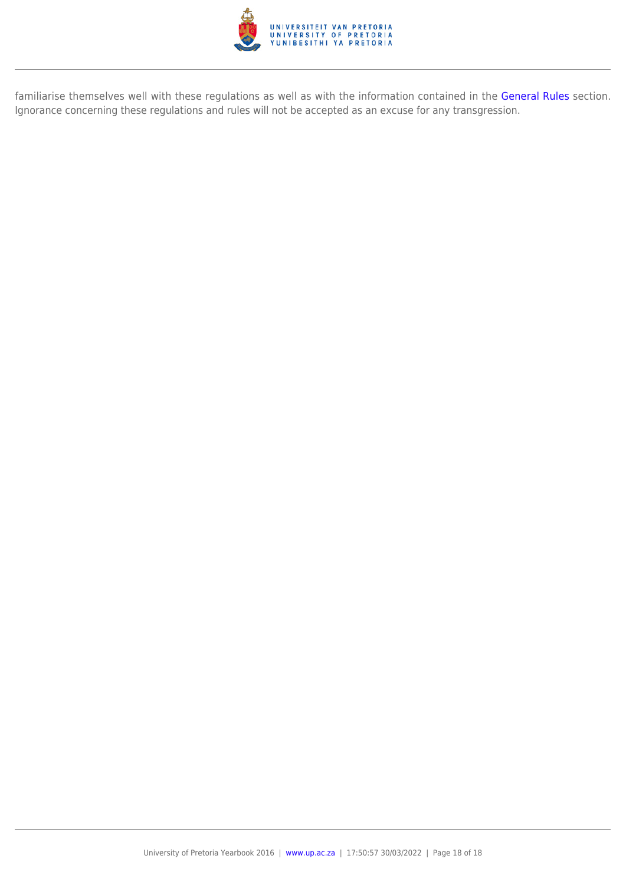familiarise themselves well with these regulations as well as with the information contained in the General Rules section. Ignorance concerning these regulations and rules will not be accepted as an excuse for any transgression.